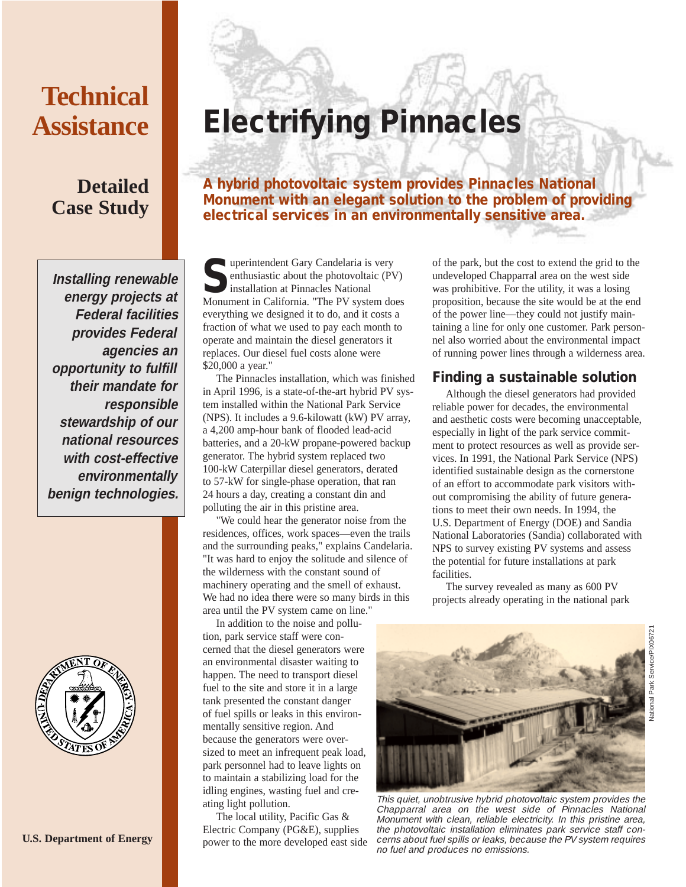# Technical Assistance

## Detailed Case Study

***Installing renewable energy projects at Federal facilities provides Federal agencies an opportunity to fulfill their mandate for responsible stewardship of our national resources with cost-effective environmentally benign technologies.***

U.S. Department of Energy

# Electrifying Pinnacles

**A hybrid photovoltaic system provides Pinnacles National Monument with an elegant solution to the problem of providing electrical services in an environmentally sensitive area.**

Superintendent Gary Candelaria is very enthusiastic about the photovoltaic (PV) installation at Pinnacles National Monument in California. "The PV system does everything we designed it to do, and it costs a fraction of what we used to pay each month to operate and maintain the diesel generators it replaces. Our diesel fuel costs alone were $20,000 a year."

The Pinnacles installation, which was finished in April 1996, is a state-of-the-art hybrid PV system installed within the National Park Service (NPS). It includes a 9.6-kilowatt (kW) PV array, a 4,200 amp-hour bank of flooded lead-acid batteries, and a 20-kW propane-powered backup generator. The hybrid system replaced two 100-kW Caterpillar diesel generators, derated to 57-kW for single-phase operation, that ran 24 hours a day, creating a constant din and polluting the air in this pristine area.

"We could hear the generator noise from the residences, offices, work spaces—even the trails and the surrounding peaks," explains Candelaria. "It was hard to enjoy the solitude and silence of the wilderness with the constant sound of machinery operating and the smell of exhaust. We had no idea there were so many birds in this area until the PV system came on line."

In addition to the noise and pollution, park service staff were concerned that the diesel generators were an environmental disaster waiting to happen. The need to transport diesel fuel to the site and store it in a large tank presented the constant danger of fuel spills or leaks in this environmentally sensitive region. And because the generators were oversized to meet an infrequent peak load, park personnel had to leave lights on to maintain a stabilizing load for the idling engines, wasting fuel and creating light pollution.

The local utility, Pacific Gas & Electric Company (PG&E), supplies power to the more developed east side of the park, but the cost to extend the grid to the undeveloped Chapparral area on the west side was prohibitive. For the utility, it was a losing proposition, because the site would be at the end of the power line—they could not justify maintaining a line for only one customer. Park personnel also worried about the environmental impact of running power lines through a wilderness area.

## Finding a sustainable solution

Although the diesel generators had provided reliable power for decades, the environmental and aesthetic costs were becoming unacceptable, especially in light of the park service commitment to protect resources as well as provide services. In 1991, the National Park Service (NPS) identified sustainable design as the cornerstone of an effort to accommodate park visitors without compromising the ability of future generations to meet their own needs. In 1994, the U.S. Department of Energy (DOE) and Sandia National Laboratories (Sandia) collaborated with NPS to survey existing PV systems and assess the potential for future installations at park facilities.

The survey revealed as many as 600 PV projects already operating in the national park

National Park Service/PIX06721

*This quiet, unobtrusive hybrid photovoltaic system provides the Chapparral area on the west side of Pinnacles National Monument with clean, reliable electricity. In this pristine area, the photovoltaic installation eliminates park service staff concerns about fuel spills or leaks, because the PV system requires no fuel and produces no emissions.*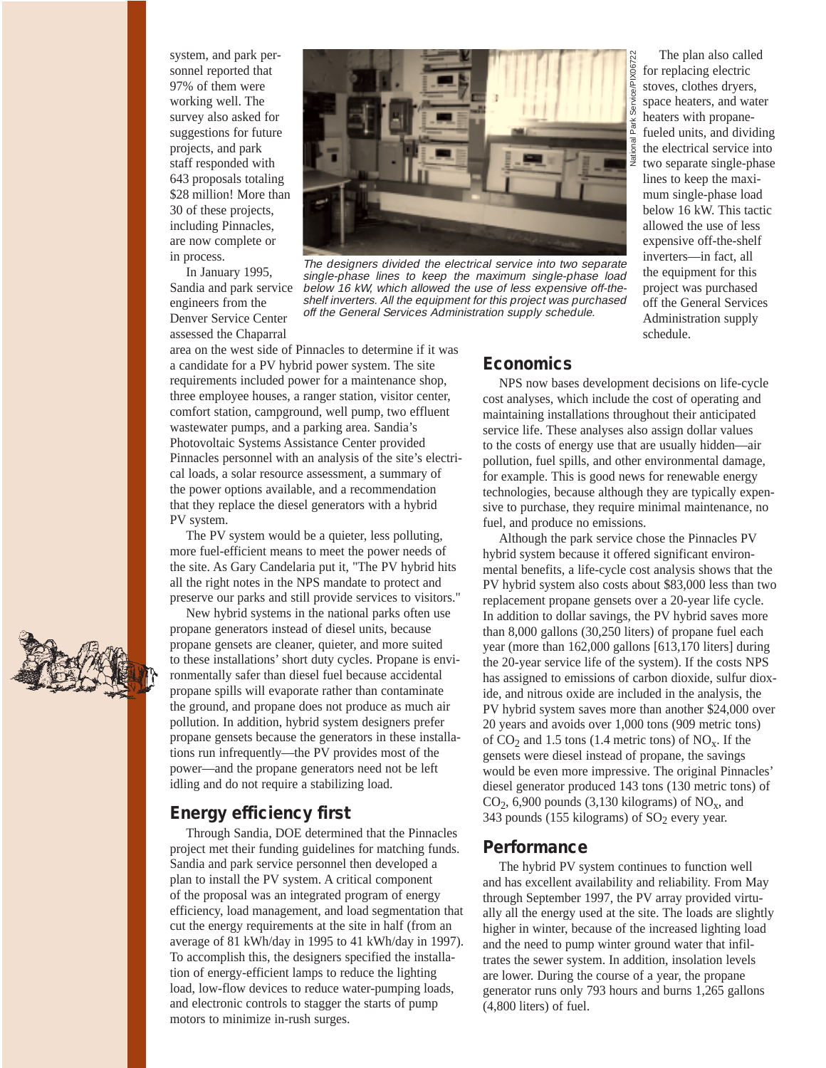system, and park personnel reported that 97% of them were working well. The survey also asked for suggestions for future projects, and park staff responded with 643 proposals totaling $28 million! More than 30 of these projects, including Pinnacles, are now complete or in process.

In January 1995, Sandia and park service engineers from the Denver Service Center assessed the Chaparral area on the west side of Pinnacles to determine if it was a candidate for a PV hybrid power system. The site requirements included power for a maintenance shop, three employee houses, a ranger station, visitor center, comfort station, campground, well pump, two effluent wastewater pumps, and a parking area. Sandia's Photovoltaic Systems Assistance Center provided Pinnacles personnel with an analysis of the site's electrical loads, a solar resource assessment, a summary of the power options available, and a recommendation that they replace the diesel generators with a hybrid PV system.

The PV system would be a quieter, less polluting, more fuel-efficient means to meet the power needs of the site. As Gary Candelaria put it, "The PV hybrid hits all the right notes in the NPS mandate to protect and preserve our parks and still provide services to visitors."

New hybrid systems in the national parks often use propane generators instead of diesel units, because propane gensets are cleaner, quieter, and more suited to these installations' short duty cycles. Propane is environmentally safer than diesel fuel because accidental propane spills will evaporate rather than contaminate the ground, and propane does not produce as much air pollution. In addition, hybrid system designers prefer propane gensets because the generators in these installations run infrequently—the PV provides most of the power—and the propane generators need not be left idling and do not require a stabilizing load.

*The designers divided the electrical service into two separate single-phase lines to keep the maximum single-phase load below 16 kW, which allowed the use of less expensive off-the-shelf inverters. All the equipment for this project was purchased off the General Services Administration supply schedule.*

National Park Service/PIX06722

## Energy efficiency first

Through Sandia, DOE determined that the Pinnacles project met their funding guidelines for matching funds. Sandia and park service personnel then developed a plan to install the PV system. A critical component of the proposal was an integrated program of energy efficiency, load management, and load segmentation that cut the energy requirements at the site in half (from an average of 81 kWh/day in 1995 to 41 kWh/day in 1997). To accomplish this, the designers specified the installation of energy-efficient lamps to reduce the lighting load, low-flow devices to reduce water-pumping loads, and electronic controls to stagger the starts of pump motors to minimize in-rush surges.

The plan also called for replacing electric stoves, clothes dryers, space heaters, and water heaters with propane-fueled units, and dividing the electrical service into two separate single-phase lines to keep the maximum single-phase load below 16 kW. This tactic allowed the use of less expensive off-the-shelf inverters—in fact, all the equipment for this project was purchased off the General Services Administration supply schedule.

## Economics

NPS now bases development decisions on life-cycle cost analyses, which include the cost of operating and maintaining installations throughout their anticipated service life. These analyses also assign dollar values to the costs of energy use that are usually hidden—air pollution, fuel spills, and other environmental damage, for example. This is good news for renewable energy technologies, because although they are typically expensive to purchase, they require minimal maintenance, no fuel, and produce no emissions.

Although the park service chose the Pinnacles PV hybrid system because it offered significant environmental benefits, a life-cycle cost analysis shows that the PV hybrid system also costs about $83,000 less than two replacement propane gensets over a 20-year life cycle. In addition to dollar savings, the PV hybrid saves more than 8,000 gallons (30,250 liters) of propane fuel each year (more than 162,000 gallons [613,170 liters] during the 20-year service life of the system). If the costs NPS has assigned to emissions of carbon dioxide, sulfur dioxide, and nitrous oxide are included in the analysis, the PV hybrid system saves more than another $24,000 over 20 years and avoids over 1,000 tons (909 metric tons) of $CO_2$ and 1.5 tons (1.4 metric tons) of $NO_x$. If the gensets were diesel instead of propane, the savings would be even more impressive. The original Pinnacles' diesel generator produced 143 tons (130 metric tons) of $CO_2$, 6,900 pounds (3,130 kilograms) of $NO_x$, and 343 pounds (155 kilograms) of $SO_2$ every year.

## Performance

The hybrid PV system continues to function well and has excellent availability and reliability. From May through September 1997, the PV array provided virtually all the energy used at the site. The loads are slightly higher in winter, because of the increased lighting load and the need to pump winter ground water that infiltrates the sewer system. In addition, insolation levels are lower. During the course of a year, the propane generator runs only 793 hours and burns 1,265 gallons (4,800 liters) of fuel.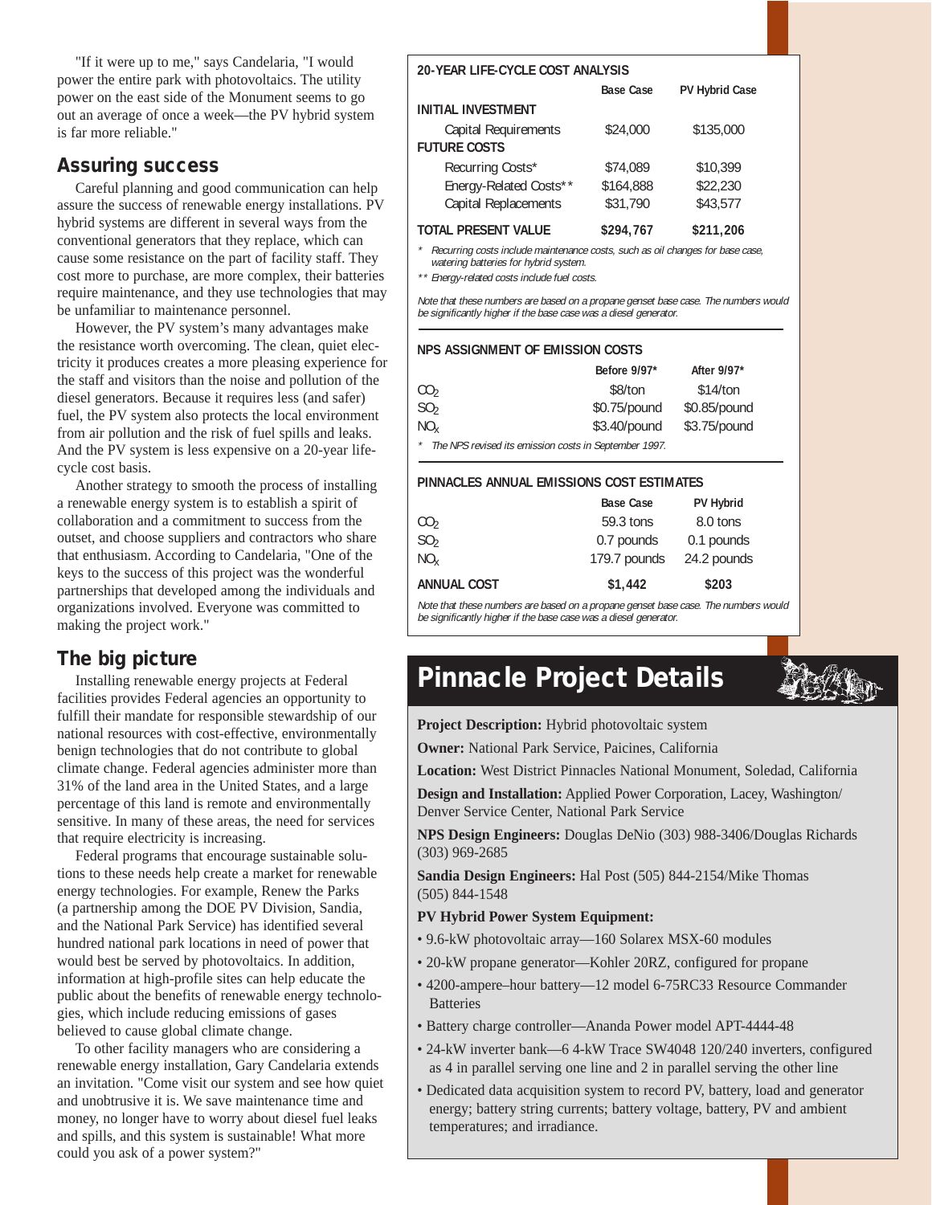"If it were up to me," says Candelaria, "I would power the entire park with photovoltaics. The utility power on the east side of the Monument seems to go out an average of once a week—the PV hybrid system is far more reliable."

## Assuring success

Careful planning and good communication can help assure the success of renewable energy installations. PV hybrid systems are different in several ways from the conventional generators that they replace, which can cause some resistance on the part of facility staff. They cost more to purchase, are more complex, their batteries require maintenance, and they use technologies that may be unfamiliar to maintenance personnel.

However, the PV system's many advantages make the resistance worth overcoming. The clean, quiet electricity it produces creates a more pleasing experience for the staff and visitors than the noise and pollution of the diesel generators. Because it requires less (and safer) fuel, the PV system also protects the local environment from air pollution and the risk of fuel spills and leaks. And the PV system is less expensive on a 20-year life-cycle cost basis.

Another strategy to smooth the process of installing a renewable energy system is to establish a spirit of collaboration and a commitment to success from the outset, and choose suppliers and contractors who share that enthusiasm. According to Candelaria, "One of the keys to the success of this project was the wonderful partnerships that developed among the individuals and organizations involved. Everyone was committed to making the project work."

## The big picture

Installing renewable energy projects at Federal facilities provides Federal agencies an opportunity to fulfill their mandate for responsible stewardship of our national resources with cost-effective, environmentally benign technologies that do not contribute to global climate change. Federal agencies administer more than 31% of the land area in the United States, and a large percentage of this land is remote and environmentally sensitive. In many of these areas, the need for services that require electricity is increasing.

Federal programs that encourage sustainable solutions to these needs help create a market for renewable energy technologies. For example, Renew the Parks (a partnership among the DOE PV Division, Sandia, and the National Park Service) has identified several hundred national park locations in need of power that would best be served by photovoltaics. In addition, information at high-profile sites can help educate the public about the benefits of renewable energy technologies, which include reducing emissions of gases believed to cause global climate change.

To other facility managers who are considering a renewable energy installation, Gary Candelaria extends an invitation. "Come visit our system and see how quiet and unobtrusive it is. We save maintenance time and money, no longer have to worry about diesel fuel leaks and spills, and this system is sustainable! What more could you ask of a power system?"

**20-YEAR LIFE-CYCLE COST ANALYSIS**

| | Base Case | PV Hybrid Case |
|---|---|---|
| **INITIAL INVESTMENT** | | |
| Capital Requirements | $24,000 | $135,000 |
| **FUTURE COSTS** | | |
| Recurring Costs* | $74,089 | $10,399 |
| Energy-Related Costs** | $164,888 | $22,230 |
| Capital Replacements | $31,790 | $43,577 |
| **TOTAL PRESENT VALUE** | **$294,767** | **$211,206** |

*\* Recurring costs include maintenance costs, such as oil changes for base case, watering batteries for hybrid system.*

*\*\* Energy-related costs include fuel costs.*

*Note that these numbers are based on a propane genset base case. The numbers would be significantly higher if the base case was a diesel generator.*

**NPS ASSIGNMENT OF EMISSION COSTS**

| | Before 9/97* | After 9/97* |
|---|---|---|
| $CO_2$ | $8/ton | $14/ton |
| $SO_2$ | $0.75/pound | $0.85/pound |
| $NO_x$ | $3.40/pound | $3.75/pound |

*\* The NPS revised its emission costs in September 1997.*

**PINNACLES ANNUAL EMISSIONS COST ESTIMATES**

| | Base Case | PV Hybrid |
|---|---|---|
| $CO_2$ | 59.3 tons | 8.0 tons |
| $SO_2$ | 0.7 pounds | 0.1 pounds |
| $NO_x$ | 179.7 pounds | 24.2 pounds |
| **ANNUAL COST** | **$1,442** | **$203** |

*Note that these numbers are based on a propane genset base case. The numbers would be significantly higher if the base case was a diesel generator.*

## Pinnacle Project Details

**Project Description:** Hybrid photovoltaic system

**Owner:** National Park Service, Paicines, California

**Location:** West District Pinnacles National Monument, Soledad, California

**Design and Installation:** Applied Power Corporation, Lacey, Washington/ Denver Service Center, National Park Service

**NPS Design Engineers:** Douglas DeNio (303) 988-3406/Douglas Richards (303) 969-2685

**Sandia Design Engineers:** Hal Post (505) 844-2154/Mike Thomas (505) 844-1548

**PV Hybrid Power System Equipment:**

- 9.6-kW photovoltaic array—160 Solarex MSX-60 modules
- 20-kW propane generator—Kohler 20RZ, configured for propane
- 4200-ampere–hour battery—12 model 6-75RC33 Resource Commander Batteries
- Battery charge controller—Ananda Power model APT-4444-48
- 24-kW inverter bank—6 4-kW Trace SW4048 120/240 inverters, configured as 4 in parallel serving one line and 2 in parallel serving the other line
- Dedicated data acquisition system to record PV, battery, load and generator energy; battery string currents; battery voltage, battery, PV and ambient temperatures; and irradiance.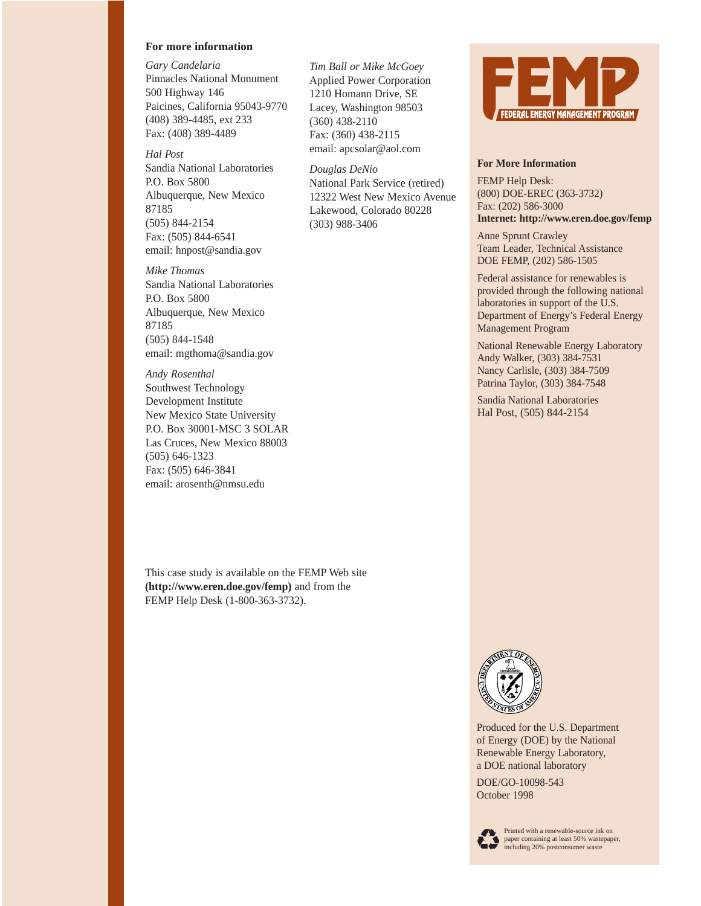## For more information

*Gary Candelaria*
Pinnacles National Monument
500 Highway 146
Paicines, California 95043-9770
(408) 389-4485, ext 233
Fax: (408) 389-4489

*Hal Post*
Sandia National Laboratories
P.O. Box 5800
Albuquerque, New Mexico 87185
(505) 844-2154
Fax: (505) 844-6541
email: hnpost@sandia.gov

*Mike Thomas*
Sandia National Laboratories
P.O. Box 5800
Albuquerque, New Mexico 87185
(505) 844-1548
email: mgthoma@sandia.gov

*Andy Rosenthal*
Southwest Technology Development Institute
New Mexico State University
P.O. Box 30001-MSC 3 SOLAR
Las Cruces, New Mexico 88003
(505) 646-1323
Fax: (505) 646-3841
email: arosenth@nmsu.edu

*Tim Ball or Mike McGoey*
Applied Power Corporation
1210 Homann Drive, SE
Lacey, Washington 98503
(360) 438-2110
Fax: (360) 438-2115
email: apcsolar@aol.com

*Douglas DeNio*
National Park Service (retired)
12322 West New Mexico Avenue
Lakewood, Colorado 80228
(303) 988-3406

This case study is available on the FEMP Web site **(http://www.eren.doe.gov/femp)** and from the FEMP Help Desk (1-800-363-3732).

FEMP
FEDERAL ENERGY MANAGEMENT PROGRAM

**For More Information**

FEMP Help Desk:
(800) DOE-EREC (363-3732)
Fax: (202) 586-3000
**Internet: http://www.eren.doe.gov/femp**

Anne Sprunt Crawley
Team Leader, Technical Assistance
DOE FEMP, (202) 586-1505

Federal assistance for renewables is provided through the following national laboratories in support of the U.S. Department of Energy's Federal Energy Management Program

National Renewable Energy Laboratory
Andy Walker, (303) 384-7531
Nancy Carlisle, (303) 384-7509
Patrina Taylor, (303) 384-7548

Sandia National Laboratories
Hal Post, (505) 844-2154

Produced for the U.S. Department of Energy (DOE) by the National Renewable Energy Laboratory, a DOE national laboratory

DOE/GO-10098-543
October 1998

Printed with a renewable-source ink on paper containing at least 50% wastepaper, including 20% postconsumer waste